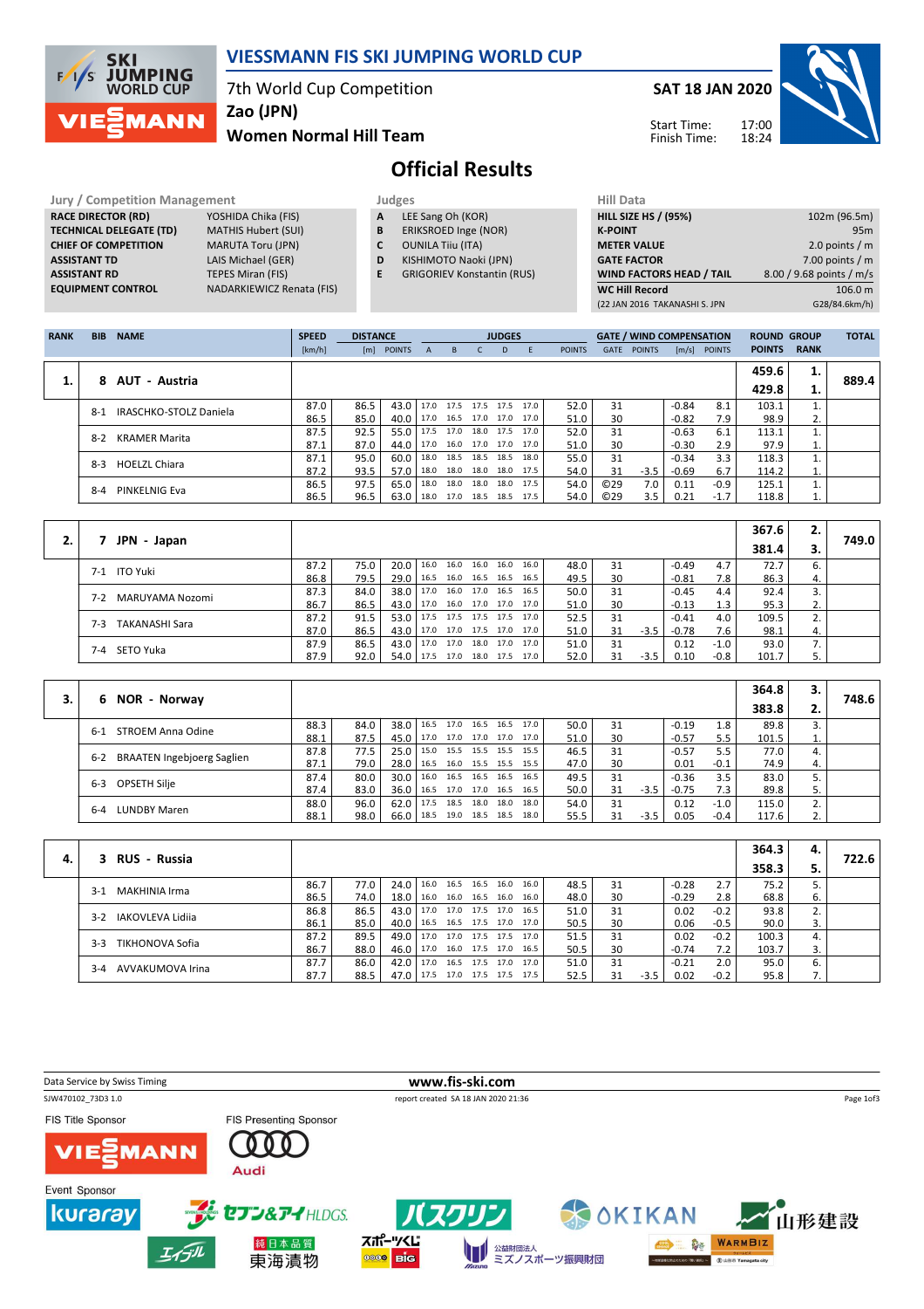# VIESSMANN FIS SKI JUMPING WORLD CUP

7th World Cup Competition
Zao (JPN)
**Women Normal Hill Team**

**SAT 18 JAN 2020**

Start Time: 17:00
Finish Time: 18:24

## Official Results

| Jury / Competition Management | |
|---|---|
| RACE DIRECTOR (RD) | YOSHIDA Chika (FIS) |
| TECHNICAL DELEGATE (TD) | MATHIS Hubert (SUI) |
| CHIEF OF COMPETITION | MARUTA Toru (JPN) |
| ASSISTANT TD | LAIS Michael (GER) |
| ASSISTANT RD | TEPES Miran (FIS) |
| EQUIPMENT CONTROL | NADARKIEWICZ Renata (FIS) |

| Judges | |
|---|---|
| A | LEE Sang Oh (KOR) |
| B | ERIKSROED Inge (NOR) |
| C | OUNILA Tiiu (ITA) |
| D | KISHIMOTO Naoki (JPN) |
| E | GRIGORIEV Konstantin (RUS) |

| Hill Data | |
|---|---|
| HILL SIZE HS / (95%) | 102m (96.5m) |
| K-POINT | 95m |
| METER VALUE | 2.0 points / m |
| GATE FACTOR | 7.00 points / m |
| WIND FACTORS HEAD / TAIL | 8.00 / 9.68 points / m/s |
| WC Hill Record | 106.0 m |
| (22 JAN 2016 TAKANASHI S. JPN | G28/84.6km/h) |

| RANK | BIB | NAME | SPEED [km/h] | DISTANCE [m] | DISTANCE POINTS | A | B | C | D | E | JUDGES POINTS | GATE | GATE POINTS | WIND [m/s] | WIND POINTS | ROUND POINTS | GROUP RANK | TOTAL |
|---|---|---|---|---|---|---|---|---|---|---|---|---|---|---|---|---|---|---|
| 1. | 8 | AUT - Austria | | | | | | | | | | | | | | 459.6 / 429.8 | 1. / 1. | 889.4 |
| | 8-1 | IRASCHKO-STOLZ Daniela | 87.0 | 86.5 | 43.0 | 17.0 | 17.5 | 17.5 | 17.5 | 17.0 | 52.0 | 31 | | -0.84 | 8.1 | 103.1 | 1. | |
| | | | 86.5 | 85.0 | 40.0 | 17.0 | 16.5 | 17.0 | 17.0 | 17.0 | 51.0 | 30 | | -0.82 | 7.9 | 98.9 | 2. | |
| | 8-2 | KRAMER Marita | 87.5 | 92.5 | 55.0 | 17.5 | 17.0 | 18.0 | 17.5 | 17.0 | 52.0 | 31 | | -0.63 | 6.1 | 113.1 | 1. | |
| | | | 87.1 | 87.0 | 44.0 | 17.0 | 16.0 | 17.0 | 17.0 | 17.0 | 51.0 | 30 | | -0.30 | 2.9 | 97.9 | 1. | |
| | 8-3 | HOELZL Chiara | 87.1 | 95.0 | 60.0 | 18.0 | 18.5 | 18.5 | 18.5 | 18.0 | 55.0 | 31 | | -0.34 | 3.3 | 118.3 | 1. | |
| | | | 87.2 | 93.5 | 57.0 | 18.0 | 18.0 | 18.0 | 18.0 | 17.5 | 54.0 | 31 | -3.5 | -0.69 | 6.7 | 114.2 | 1. | |
| | 8-4 | PINKELNIG Eva | 86.5 | 97.5 | 65.0 | 18.0 | 18.0 | 18.0 | 18.0 | 17.5 | 54.0 | ©29 | 7.0 | 0.11 | -0.9 | 125.1 | 1. | |
| | | | 86.5 | 96.5 | 63.0 | 18.0 | 17.0 | 18.5 | 18.5 | 17.5 | 54.0 | ©29 | 3.5 | 0.21 | -1.7 | 118.8 | 1. | |
| 2. | 7 | JPN - Japan | | | | | | | | | | | | | | 367.6 / 381.4 | 2. / 3. | 749.0 |
| | 7-1 | ITO Yuki | 87.2 | 75.0 | 20.0 | 16.0 | 16.0 | 16.0 | 16.0 | 16.0 | 48.0 | 31 | | -0.49 | 4.7 | 72.7 | 6. | |
| | | | 86.8 | 79.5 | 29.0 | 16.5 | 16.0 | 16.5 | 16.5 | 16.5 | 49.5 | 30 | | -0.81 | 7.8 | 86.3 | 4. | |
| | 7-2 | MARUYAMA Nozomi | 87.3 | 84.0 | 38.0 | 17.0 | 16.0 | 17.0 | 16.5 | 16.5 | 50.0 | 31 | | -0.45 | 4.4 | 92.4 | 3. | |
| | | | 86.7 | 86.5 | 43.0 | 17.0 | 16.0 | 17.0 | 17.0 | 17.0 | 51.0 | 30 | | -0.13 | 1.3 | 95.3 | 2. | |
| | 7-3 | TAKANASHI Sara | 87.2 | 91.5 | 53.0 | 17.5 | 17.5 | 17.5 | 17.5 | 17.5 | 52.5 | 31 | | -0.41 | 4.0 | 109.5 | 2. | |
| | | | 87.0 | 86.5 | 43.0 | 17.0 | 17.0 | 17.5 | 17.0 | 17.0 | 51.0 | 31 | -3.5 | -0.78 | 7.6 | 98.1 | 4. | |
| | 7-4 | SETO Yuka | 87.9 | 86.5 | 43.0 | 17.0 | 17.0 | 18.0 | 17.0 | 17.0 | 51.0 | 31 | | 0.12 | -1.0 | 93.0 | 7. | |
| | | | 87.9 | 92.0 | 54.0 | 17.5 | 17.0 | 18.0 | 17.5 | 17.0 | 52.0 | 31 | -3.5 | 0.10 | -0.8 | 101.7 | 5. | |
| 3. | 6 | NOR - Norway | | | | | | | | | | | | | | 364.8 / 383.8 | 3. / 2. | 748.6 |
| | 6-1 | STROEM Anna Odine | 88.3 | 84.0 | 38.0 | 16.5 | 17.0 | 16.5 | 16.5 | 17.0 | 50.0 | 31 | | -0.19 | 1.8 | 89.8 | 3. | |
| | | | 88.1 | 87.5 | 45.0 | 17.0 | 17.0 | 17.0 | 17.0 | 17.0 | 51.0 | 30 | | -0.57 | 5.5 | 101.5 | 1. | |
| | 6-2 | BRAATEN Ingebjoerg Saglien | 87.8 | 77.5 | 25.0 | 15.0 | 15.5 | 15.5 | 15.5 | 15.5 | 46.5 | 31 | | -0.57 | 5.5 | 77.0 | 4. | |
| | | | 87.1 | 79.0 | 28.0 | 16.5 | 16.0 | 15.5 | 15.5 | 15.5 | 47.0 | 30 | | 0.01 | -0.1 | 74.9 | 4. | |
| | 6-3 | OPSETH Silje | 87.4 | 80.0 | 30.0 | 16.0 | 16.5 | 16.5 | 16.5 | 16.5 | 49.5 | 31 | | -0.36 | 3.5 | 83.0 | 5. | |
| | | | 87.4 | 83.0 | 36.0 | 16.5 | 17.0 | 17.0 | 16.5 | 16.5 | 50.0 | 31 | -3.5 | -0.75 | 7.3 | 89.8 | 5. | |
| | 6-4 | LUNDBY Maren | 88.0 | 96.0 | 62.0 | 17.5 | 18.5 | 18.0 | 18.0 | 18.0 | 54.0 | 31 | | 0.12 | -1.0 | 115.0 | 2. | |
| | | | 88.1 | 98.0 | 66.0 | 18.5 | 19.0 | 18.5 | 18.5 | 18.0 | 55.5 | 31 | -3.5 | 0.05 | -0.4 | 117.6 | 2. | |
| 4. | 3 | RUS - Russia | | | | | | | | | | | | | | 364.3 / 358.3 | 4. / 5. | 722.6 |
| | 3-1 | MAKHINIA Irma | 86.7 | 77.0 | 24.0 | 16.0 | 16.5 | 16.5 | 16.0 | 16.0 | 48.5 | 31 | | -0.28 | 2.7 | 75.2 | 5. | |
| | | | 86.5 | 74.0 | 18.0 | 16.0 | 16.0 | 16.5 | 16.0 | 16.0 | 48.0 | 30 | | -0.29 | 2.8 | 68.8 | 6. | |
| | 3-2 | IAKOVLEVA Lidiia | 86.8 | 86.5 | 43.0 | 17.0 | 17.0 | 17.5 | 17.0 | 16.5 | 51.0 | 31 | | 0.02 | -0.2 | 93.8 | 2. | |
| | | | 86.1 | 85.0 | 40.0 | 16.5 | 16.5 | 17.5 | 17.0 | 17.0 | 50.5 | 30 | | 0.06 | -0.5 | 90.0 | 3. | |
| | 3-3 | TIKHONOVA Sofia | 87.2 | 89.5 | 49.0 | 17.0 | 17.0 | 17.5 | 17.5 | 17.0 | 51.5 | 31 | | 0.02 | -0.2 | 100.3 | 4. | |
| | | | 86.7 | 88.0 | 46.0 | 17.0 | 16.0 | 17.5 | 17.0 | 16.5 | 50.5 | 30 | | -0.74 | 7.2 | 103.7 | 3. | |
| | 3-4 | AVVAKUMOVA Irina | 87.7 | 86.0 | 42.0 | 17.0 | 16.5 | 17.5 | 17.0 | 17.0 | 51.0 | 31 | | -0.21 | 2.0 | 95.0 | 6. | |
| | | | 87.7 | 88.5 | 47.0 | 17.5 | 17.0 | 17.5 | 17.5 | 17.5 | 52.5 | 31 | -3.5 | 0.02 | -0.2 | 95.8 | 7. | |

Data Service by Swiss Timing
www.fis-ski.com
SJW470102_73D3 1.0
report created SA 18 JAN 2020 21:36

FIS Title Sponsor: VIESSMANN
FIS Presenting Sponsor: Audi
Event Sponsor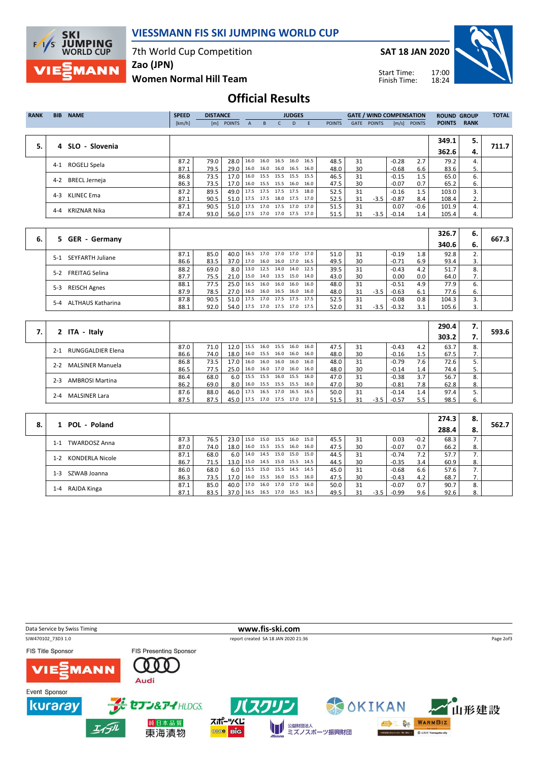# VIESSMANN FIS SKI JUMPING WORLD CUP

7th World Cup Competition
Zao (JPN)
Women Normal Hill Team

SAT 18 JAN 2020

Start Time: 17:00
Finish Time: 18:24

## Official Results

| RANK | BIB | NAME | SPEED [km/h] | DISTANCE [m] | DISTANCE POINTS | A | B | C | D | E | JUDGES POINTS | GATE | GATE POINTS | WIND [m/s] | WIND POINTS | ROUND POINTS | GROUP RANK | TOTAL |
|---|---|---|---|---|---|---|---|---|---|---|---|---|---|---|---|---|---|---|
| 5. | 4 | SLO - Slovenia | | | | | | | | | | | | | | 349.1 | 5. | 711.7 |
| | | | | | | | | | | | | | | | | 362.6 | 4. | |
| | 4-1 | ROGELJ Spela | 87.2 | 79.0 | 28.0 | 16.0 | 16.0 | 16.5 | 16.0 | 16.5 | 48.5 | 31 | | -0.28 | 2.7 | 79.2 | 4. | |
| | | | 87.1 | 79.5 | 29.0 | 16.0 | 16.0 | 16.0 | 16.5 | 16.0 | 48.0 | 30 | | -0.68 | 6.6 | 83.6 | 5. | |
| | 4-2 | BRECL Jerneja | 86.8 | 73.5 | 17.0 | 16.0 | 15.5 | 15.5 | 15.5 | 15.5 | 46.5 | 31 | | -0.15 | 1.5 | 65.0 | 6. | |
| | | | 86.3 | 73.5 | 17.0 | 16.0 | 15.5 | 15.5 | 16.0 | 16.0 | 47.5 | 30 | | -0.07 | 0.7 | 65.2 | 6. | |
| | 4-3 | KLINEC Ema | 87.2 | 89.5 | 49.0 | 17.5 | 17.5 | 17.5 | 17.5 | 18.0 | 52.5 | 31 | | -0.16 | 1.5 | 103.0 | 3. | |
| | | | 87.1 | 90.5 | 51.0 | 17.5 | 17.5 | 18.0 | 17.5 | 17.0 | 52.5 | 31 | -3.5 | -0.87 | 8.4 | 108.4 | 2. | |
| | 4-4 | KRIZNAR Nika | 87.1 | 90.5 | 51.0 | 17.5 | 17.0 | 17.5 | 17.0 | 17.0 | 51.5 | 31 | | 0.07 | -0.6 | 101.9 | 4. | |
| | | | 87.4 | 93.0 | 56.0 | 17.5 | 17.0 | 17.0 | 17.5 | 17.0 | 51.5 | 31 | -3.5 | -0.14 | 1.4 | 105.4 | 4. | |
| 6. | 5 | GER - Germany | | | | | | | | | | | | | | 326.7 | 6. | 667.3 |
| | | | | | | | | | | | | | | | | 340.6 | 6. | |
| | 5-1 | SEYFARTH Juliane | 87.1 | 85.0 | 40.0 | 16.5 | 17.0 | 17.0 | 17.0 | 17.0 | 51.0 | 31 | | -0.19 | 1.8 | 92.8 | 2. | |
| | | | 86.6 | 83.5 | 37.0 | 17.0 | 16.0 | 16.0 | 17.0 | 16.5 | 49.5 | 30 | | -0.71 | 6.9 | 93.4 | 3. | |
| | 5-2 | FREITAG Selina | 88.2 | 69.0 | 8.0 | 13.0 | 12.5 | 14.0 | 14.0 | 12.5 | 39.5 | 31 | | -0.43 | 4.2 | 51.7 | 8. | |
| | | | 87.7 | 75.5 | 21.0 | 15.0 | 14.0 | 13.5 | 15.0 | 14.0 | 43.0 | 30 | | 0.00 | 0.0 | 64.0 | 7. | |
| | 5-3 | REISCH Agnes | 88.1 | 77.5 | 25.0 | 16.5 | 16.0 | 16.0 | 16.0 | 16.0 | 48.0 | 31 | | -0.51 | 4.9 | 77.9 | 6. | |
| | | | 87.9 | 78.5 | 27.0 | 16.0 | 16.0 | 16.5 | 16.0 | 16.0 | 48.0 | 31 | -3.5 | -0.63 | 6.1 | 77.6 | 6. | |
| | 5-4 | ALTHAUS Katharina | 87.8 | 90.5 | 51.0 | 17.5 | 17.0 | 17.5 | 17.5 | 17.5 | 52.5 | 31 | | -0.08 | 0.8 | 104.3 | 3. | |
| | | | 88.1 | 92.0 | 54.0 | 17.5 | 17.0 | 17.5 | 17.0 | 17.5 | 52.0 | 31 | -3.5 | -0.32 | 3.1 | 105.6 | 3. | |
| 7. | 2 | ITA - Italy | | | | | | | | | | | | | | 290.4 | 7. | 593.6 |
| | | | | | | | | | | | | | | | | 303.2 | 7. | |
| | 2-1 | RUNGGALDIER Elena | 87.0 | 71.0 | 12.0 | 15.5 | 16.0 | 15.5 | 16.0 | 16.0 | 47.5 | 31 | | -0.43 | 4.2 | 63.7 | 8. | |
| | | | 86.6 | 74.0 | 18.0 | 16.0 | 15.5 | 16.0 | 16.0 | 16.0 | 48.0 | 30 | | -0.16 | 1.5 | 67.5 | 7. | |
| | 2-2 | MALSINER Manuela | 86.8 | 73.5 | 17.0 | 16.0 | 16.0 | 16.0 | 16.0 | 16.0 | 48.0 | 31 | | -0.79 | 7.6 | 72.6 | 5. | |
| | | | 86.5 | 77.5 | 25.0 | 16.0 | 16.0 | 17.0 | 16.0 | 16.0 | 48.0 | 30 | | -0.14 | 1.4 | 74.4 | 5. | |
| | 2-3 | AMBROSI Martina | 86.4 | 68.0 | 6.0 | 15.5 | 15.5 | 16.0 | 15.5 | 16.0 | 47.0 | 31 | | -0.38 | 3.7 | 56.7 | 8. | |
| | | | 86.2 | 69.0 | 8.0 | 16.0 | 15.5 | 15.5 | 15.5 | 16.0 | 47.0 | 30 | | -0.81 | 7.8 | 62.8 | 8. | |
| | 2-4 | MALSINER Lara | 87.6 | 88.0 | 46.0 | 17.5 | 16.5 | 17.0 | 16.5 | 16.5 | 50.0 | 31 | | -0.14 | 1.4 | 97.4 | 5. | |
| | | | 87.5 | 87.5 | 45.0 | 17.5 | 17.0 | 17.5 | 17.0 | 17.0 | 51.5 | 31 | -3.5 | -0.57 | 5.5 | 98.5 | 6. | |
| 8. | 1 | POL - Poland | | | | | | | | | | | | | | 274.3 | 8. | 562.7 |
| | | | | | | | | | | | | | | | | 288.4 | 8. | |
| | 1-1 | TWARDOSZ Anna | 87.3 | 76.5 | 23.0 | 15.0 | 15.0 | 15.5 | 16.0 | 15.0 | 45.5 | 31 | | 0.03 | -0.2 | 68.3 | 7. | |
| | | | 87.0 | 74.0 | 18.0 | 16.0 | 15.5 | 15.5 | 16.0 | 16.0 | 47.5 | 30 | | -0.07 | 0.7 | 66.2 | 8. | |
| | 1-2 | KONDERLA Nicole | 87.1 | 68.0 | 6.0 | 14.0 | 14.5 | 15.0 | 15.0 | 15.0 | 44.5 | 31 | | -0.74 | 7.2 | 57.7 | 7. | |
| | | | 86.7 | 71.5 | 13.0 | 15.0 | 14.5 | 15.0 | 15.5 | 14.5 | 44.5 | 30 | | -0.35 | 3.4 | 60.9 | 8. | |
| | 1-3 | SZWAB Joanna | 86.0 | 68.0 | 6.0 | 15.5 | 15.0 | 15.5 | 14.5 | 14.5 | 45.0 | 31 | | -0.68 | 6.6 | 57.6 | 7. | |
| | | | 86.3 | 73.5 | 17.0 | 16.0 | 15.5 | 16.0 | 15.5 | 16.0 | 47.5 | 30 | | -0.43 | 4.2 | 68.7 | 7. | |
| | 1-4 | RAJDA Kinga | 87.1 | 85.0 | 40.0 | 17.0 | 16.0 | 17.0 | 17.0 | 16.0 | 50.0 | 31 | | -0.07 | 0.7 | 90.7 | 8. | |
| | | | 87.1 | 83.5 | 37.0 | 16.5 | 16.5 | 17.0 | 16.5 | 16.5 | 49.5 | 31 | -3.5 | -0.99 | 9.6 | 92.6 | 8. | |

Data Service by Swiss Timing — www.fis-ski.com
SJW470102_73D3 1.0 — report created SA 18 JAN 2020 21:36

FIS Title Sponsor: VIESSMANN
FIS Presenting Sponsor: Audi
Event Sponsor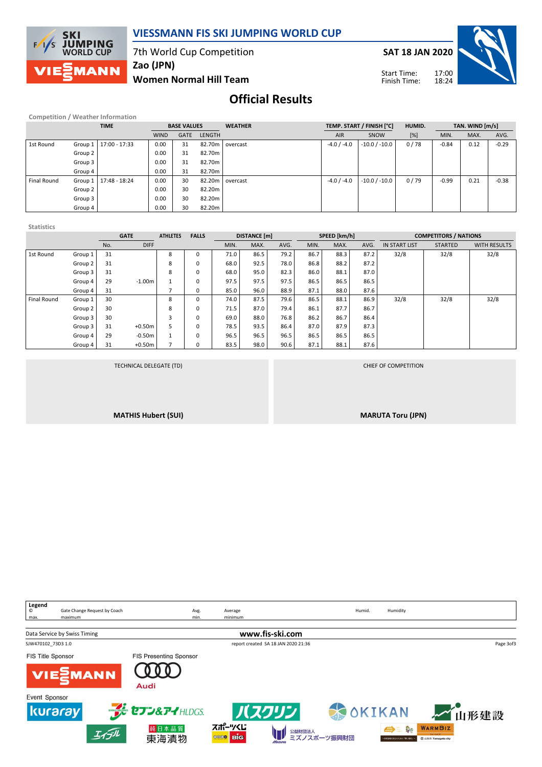# VIESSMANN FIS SKI JUMPING WORLD CUP

7th World Cup Competition
**Zao (JPN)**
**Women Normal Hill Team**

**SAT 18 JAN 2020**

Start Time: 17:00
Finish Time: 18:24

## Official Results

### Competition / Weather Information

| | | TIME | BASE VALUES | | | WEATHER | TEMP. START / FINISH [°C] | | HUMID. | TAN. WIND [m/s] | | |
|---|---|---|---|---|---|---|---|---|---|---|---|---|
| | | | WIND | GATE | LENGTH | | AIR | SNOW | [%] | MIN. | MAX. | AVG. |
| 1st Round | Group 1 | 17:00 - 17:33 | 0.00 | 31 | 82.70m | overcast | -4.0 / -4.0 | -10.0 / -10.0 | 0 / 78 | -0.84 | 0.12 | -0.29 |
| | Group 2 | | 0.00 | 31 | 82.70m | | | | | | | |
| | Group 3 | | 0.00 | 31 | 82.70m | | | | | | | |
| | Group 4 | | 0.00 | 31 | 82.70m | | | | | | | |
| Final Round | Group 1 | 17:48 - 18:24 | 0.00 | 30 | 82.20m | overcast | -4.0 / -4.0 | -10.0 / -10.0 | 0 / 79 | -0.99 | 0.21 | -0.38 |
| | Group 2 | | 0.00 | 30 | 82.20m | | | | | | | |
| | Group 3 | | 0.00 | 30 | 82.20m | | | | | | | |
| | Group 4 | | 0.00 | 30 | 82.20m | | | | | | | |

### Statistics

| | | GATE | | ATHLETES | FALLS | DISTANCE [m] | | | SPEED [km/h] | | | COMPETITORS / NATIONS | | |
|---|---|---|---|---|---|---|---|---|---|---|---|---|---|---|
| | | No. | DIFF | | | MIN. | MAX. | AVG. | MIN. | MAX. | AVG. | IN START LIST | STARTED | WITH RESULTS |
| 1st Round | Group 1 | 31 | | 8 | 0 | 71.0 | 86.5 | 79.2 | 86.7 | 88.3 | 87.2 | 32/8 | 32/8 | 32/8 |
| | Group 2 | 31 | | 8 | 0 | 68.0 | 92.5 | 78.0 | 86.8 | 88.2 | 87.2 | | | |
| | Group 3 | 31 | | 8 | 0 | 68.0 | 95.0 | 82.3 | 86.0 | 88.1 | 87.0 | | | |
| | Group 4 | 29 | -1.00m | 1 | 0 | 97.5 | 97.5 | 97.5 | 86.5 | 86.5 | 86.5 | | | |
| | Group 4 | 31 | | 7 | 0 | 85.0 | 96.0 | 88.9 | 87.1 | 88.0 | 87.6 | | | |
| Final Round | Group 1 | 30 | | 8 | 0 | 74.0 | 87.5 | 79.6 | 86.5 | 88.1 | 86.9 | 32/8 | 32/8 | 32/8 |
| | Group 2 | 30 | | 8 | 0 | 71.5 | 87.0 | 79.4 | 86.1 | 87.7 | 86.7 | | | |
| | Group 3 | 30 | | 3 | 0 | 69.0 | 88.0 | 76.8 | 86.2 | 86.7 | 86.4 | | | |
| | Group 3 | 31 | +0.50m | 5 | 0 | 78.5 | 93.5 | 86.4 | 87.0 | 87.9 | 87.3 | | | |
| | Group 4 | 29 | -0.50m | 1 | 0 | 96.5 | 96.5 | 96.5 | 86.5 | 86.5 | 86.5 | | | |
| | Group 4 | 31 | +0.50m | 7 | 0 | 83.5 | 98.0 | 90.6 | 87.1 | 88.1 | 87.6 | | | |

TECHNICAL DELEGATE (TD)
**MATHIS Hubert (SUI)**

CHIEF OF COMPETITION
**MARUTA Toru (JPN)**

**Legend**

| | | | | | |
|---|---|---|---|---|---|
| © | Gate Change Request by Coach | Avg. | Average | Humid. | Humidity |
| max. | maximum | min. | minimum | | |

Data Service by Swiss Timing
www.fis-ski.com
SJW470102_73D3 1.0
report created SA 18 JAN 2020 21:36

FIS Title Sponsor: VIESSMANN
FIS Presenting Sponsor: Audi
Event Sponsor: kuraray, セブン&アイHLDGS., バスクリン, OKIKAN, 山形建設, エイブル, 純日本品質 東海漬物, スポーツくじ BIG, 公益財団法人 ミズノスポーツ振興財団, WARMBIZ